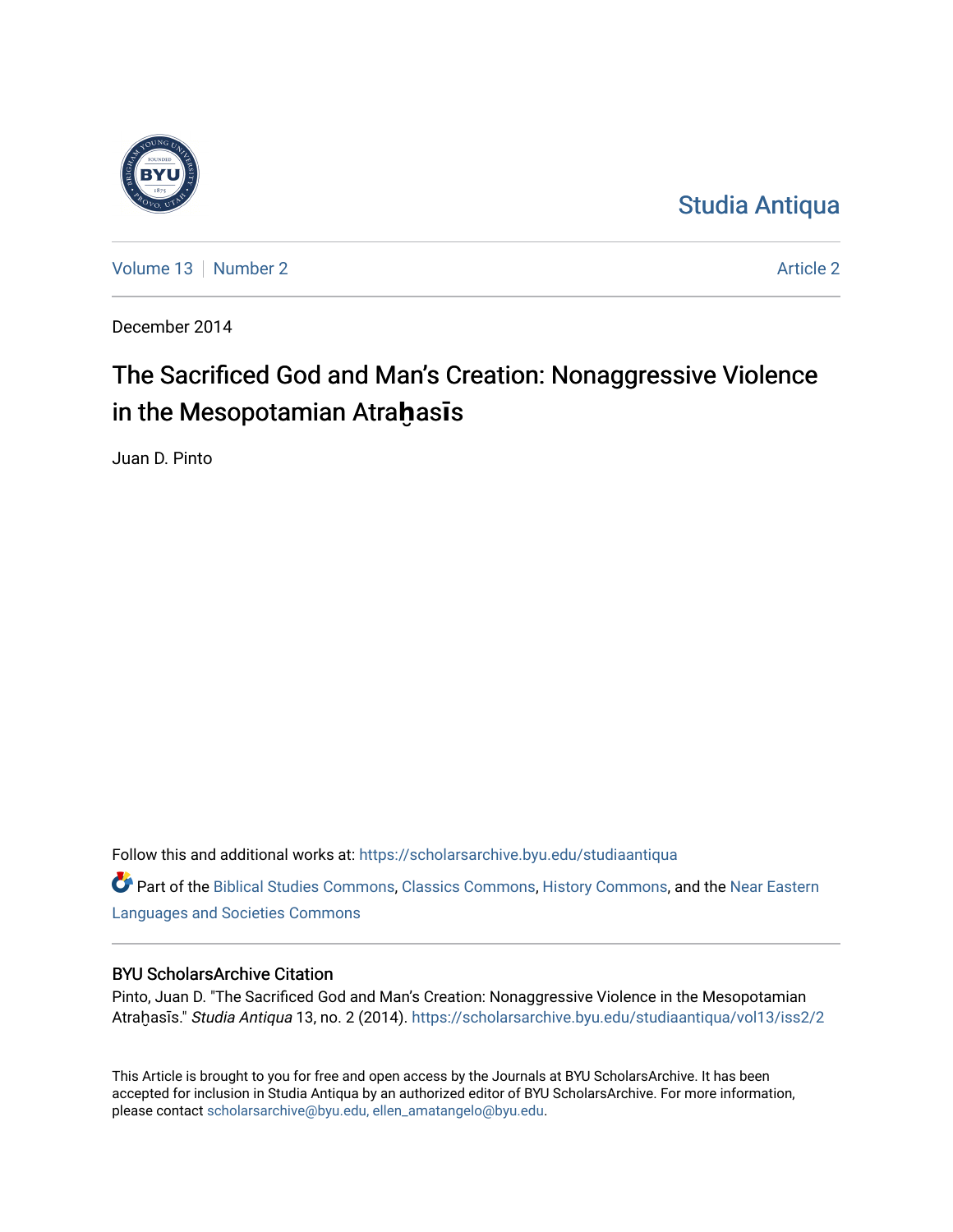Studia Antiqua

Volume 13 | Number 2 | Article 2

December 2014

# The Sacrificed God and Man's Creation: Nonaggressive Violence in the Mesopotamian Atraḫasīs

Juan D. Pinto

Follow this and additional works at: https://scholarsarchive.byu.edu/studiaantiqua

Part of the Biblical Studies Commons, Classics Commons, History Commons, and the Near Eastern Languages and Societies Commons

## BYU ScholarsArchive Citation

Pinto, Juan D. "The Sacrificed God and Man's Creation: Nonaggressive Violence in the Mesopotamian Atraḫasīs." *Studia Antiqua* 13, no. 2 (2014). https://scholarsarchive.byu.edu/studiaantiqua/vol13/iss2/2

This Article is brought to you for free and open access by the Journals at BYU ScholarsArchive. It has been accepted for inclusion in Studia Antiqua by an authorized editor of BYU ScholarsArchive. For more information, please contact scholarsarchive@byu.edu, ellen_amatangelo@byu.edu.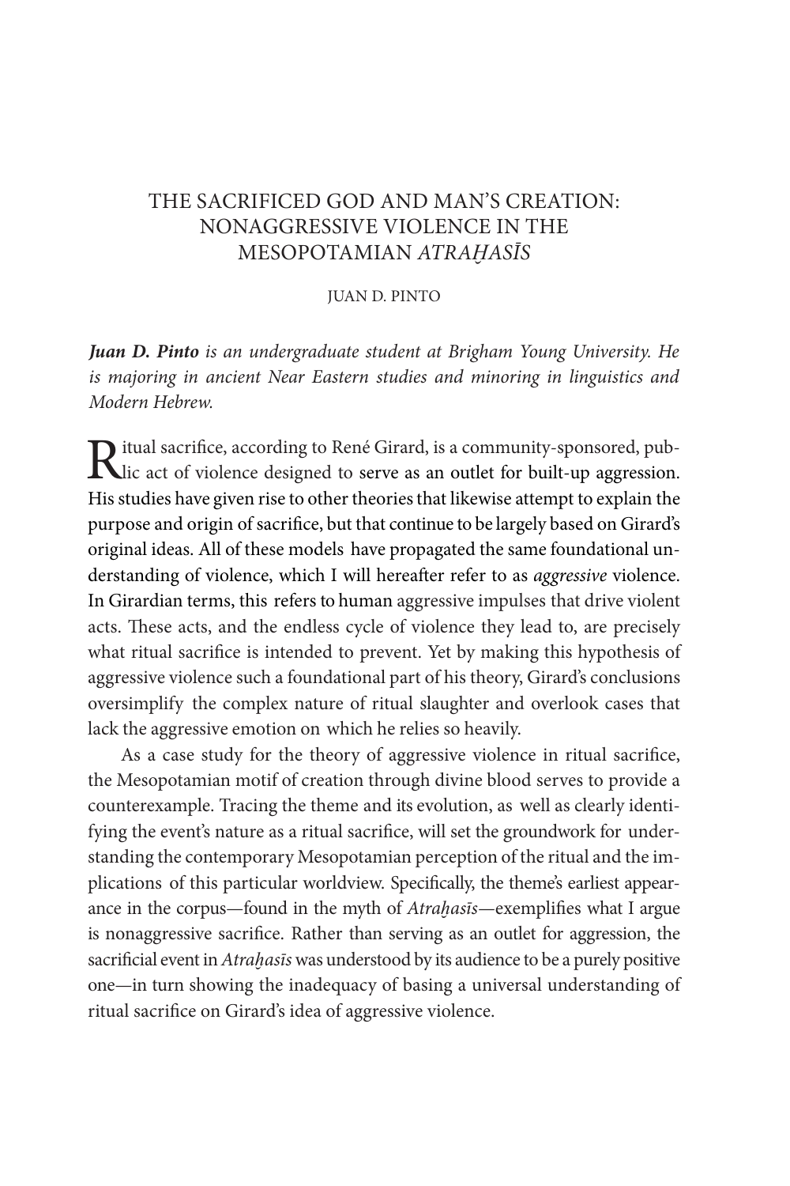# THE SACRIFICED GOD AND MAN'S CREATION: NONAGGRESSIVE VIOLENCE IN THE MESOPOTAMIAN *ATRAḪASĪS*

JUAN D. PINTO

***Juan D. Pinto** is an undergraduate student at Brigham Young University. He is majoring in ancient Near Eastern studies and minoring in linguistics and Modern Hebrew.*

Ritual sacrifice, according to René Girard, is a community-sponsored, public act of violence designed to serve as an outlet for built-up aggression. His studies have given rise to other theories that likewise attempt to explain the purpose and origin of sacrifice, but that continue to be largely based on Girard's original ideas. All of these models have propagated the same foundational understanding of violence, which I will hereafter refer to as *aggressive* violence. In Girardian terms, this refers to human aggressive impulses that drive violent acts. These acts, and the endless cycle of violence they lead to, are precisely what ritual sacrifice is intended to prevent. Yet by making this hypothesis of aggressive violence such a foundational part of his theory, Girard's conclusions oversimplify the complex nature of ritual slaughter and overlook cases that lack the aggressive emotion on which he relies so heavily.

As a case study for the theory of aggressive violence in ritual sacrifice, the Mesopotamian motif of creation through divine blood serves to provide a counterexample. Tracing the theme and its evolution, as well as clearly identifying the event's nature as a ritual sacrifice, will set the groundwork for understanding the contemporary Mesopotamian perception of the ritual and the implications of this particular worldview. Specifically, the theme's earliest appearance in the corpus—found in the myth of *Atraḫasīs*—exemplifies what I argue is nonaggressive sacrifice. Rather than serving as an outlet for aggression, the sacrificial event in *Atraḫasīs* was understood by its audience to be a purely positive one—in turn showing the inadequacy of basing a universal understanding of ritual sacrifice on Girard's idea of aggressive violence.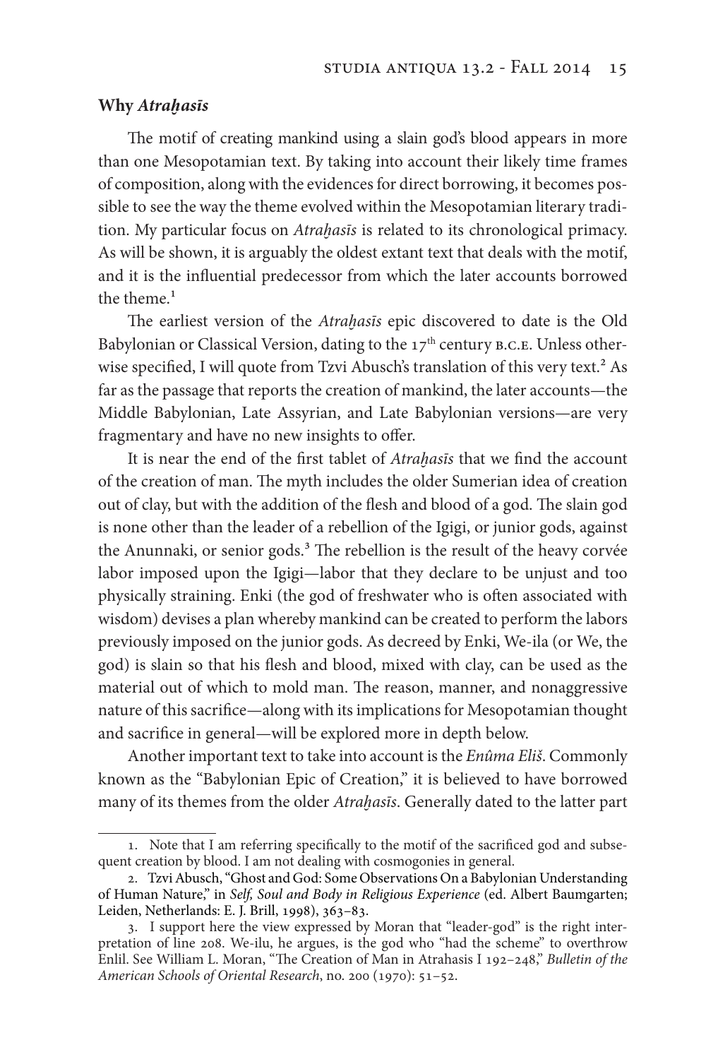### Why *Atraḫasīs*

The motif of creating mankind using a slain god's blood appears in more than one Mesopotamian text. By taking into account their likely time frames of composition, along with the evidences for direct borrowing, it becomes possible to see the way the theme evolved within the Mesopotamian literary tradition. My particular focus on *Atraḫasīs* is related to its chronological primacy. As will be shown, it is arguably the oldest extant text that deals with the motif, and it is the influential predecessor from which the later accounts borrowed the theme.[1]

The earliest version of the *Atraḫasīs* epic discovered to date is the Old Babylonian or Classical Version, dating to the 17th century B.C.E. Unless otherwise specified, I will quote from Tzvi Abusch's translation of this very text.[2] As far as the passage that reports the creation of mankind, the later accounts—the Middle Babylonian, Late Assyrian, and Late Babylonian versions—are very fragmentary and have no new insights to offer.

It is near the end of the first tablet of *Atraḫasīs* that we find the account of the creation of man. The myth includes the older Sumerian idea of creation out of clay, but with the addition of the flesh and blood of a god. The slain god is none other than the leader of a rebellion of the Igigi, or junior gods, against the Anunnaki, or senior gods.[3] The rebellion is the result of the heavy corvée labor imposed upon the Igigi—labor that they declare to be unjust and too physically straining. Enki (the god of freshwater who is often associated with wisdom) devises a plan whereby mankind can be created to perform the labors previously imposed on the junior gods. As decreed by Enki, We-ila (or We, the god) is slain so that his flesh and blood, mixed with clay, can be used as the material out of which to mold man. The reason, manner, and nonaggressive nature of this sacrifice—along with its implications for Mesopotamian thought and sacrifice in general—will be explored more in depth below.

Another important text to take into account is the *Enûma Eliš*. Commonly known as the "Babylonian Epic of Creation," it is believed to have borrowed many of its themes from the older *Atraḫasīs*. Generally dated to the latter part

---

1. Note that I am referring specifically to the motif of the sacrificed god and subsequent creation by blood. I am not dealing with cosmogonies in general.

2. Tzvi Abusch, "Ghost and God: Some Observations On a Babylonian Understanding of Human Nature," in *Self, Soul and Body in Religious Experience* (ed. Albert Baumgarten; Leiden, Netherlands: E. J. Brill, 1998), 363–83.

3. I support here the view expressed by Moran that "leader-god" is the right interpretation of line 208. We-ilu, he argues, is the god who "had the scheme" to overthrow Enlil. See William L. Moran, "The Creation of Man in Atrahasis I 192–248," *Bulletin of the American Schools of Oriental Research*, no. 200 (1970): 51–52.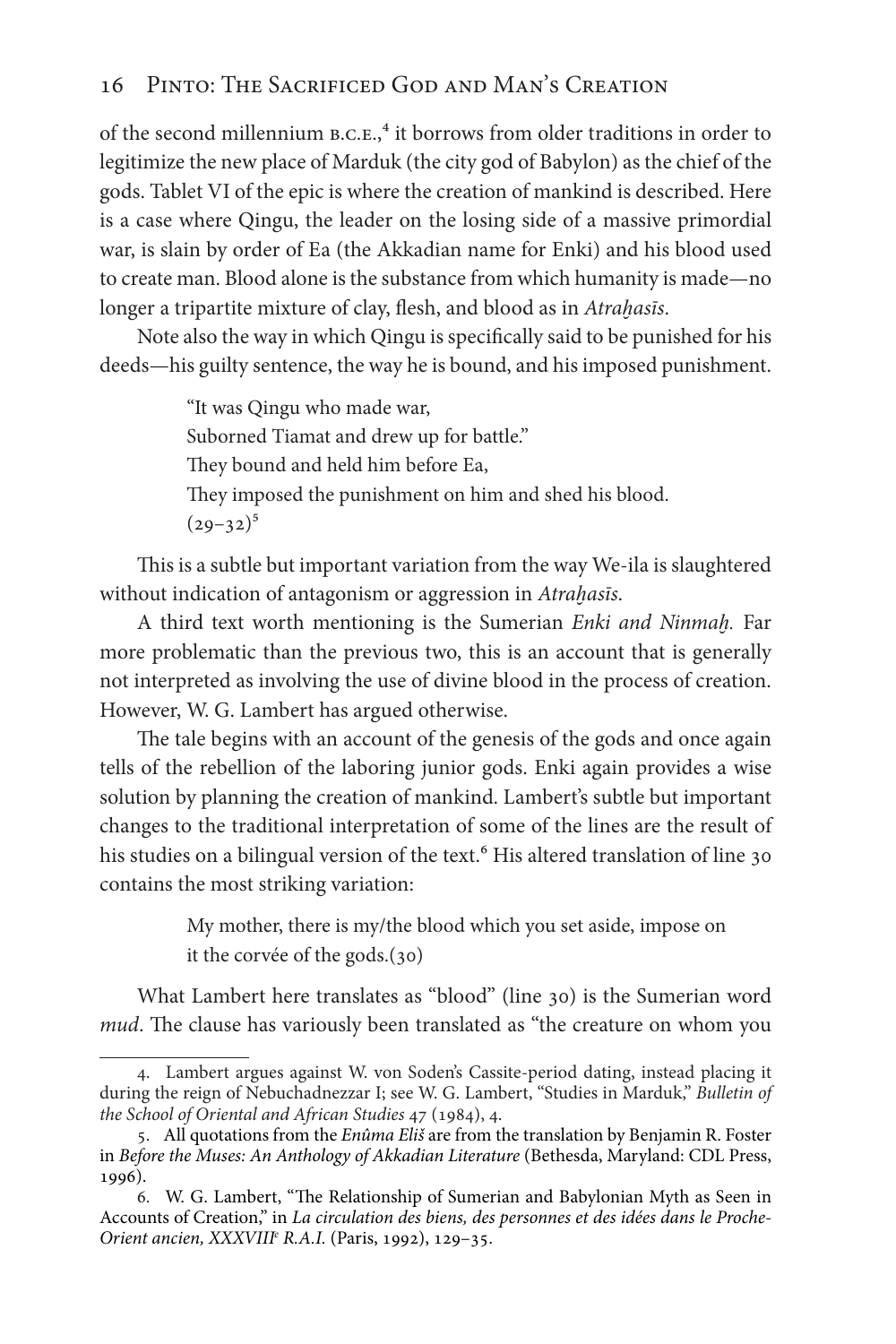of the second millennium B.C.E.,[4] it borrows from older traditions in order to legitimize the new place of Marduk (the city god of Babylon) as the chief of the gods. Tablet VI of the epic is where the creation of mankind is described. Here is a case where Qingu, the leader on the losing side of a massive primordial war, is slain by order of Ea (the Akkadian name for Enki) and his blood used to create man. Blood alone is the substance from which humanity is made—no longer a tripartite mixture of clay, flesh, and blood as in *Atraḫasīs*.

Note also the way in which Qingu is specifically said to be punished for his deeds—his guilty sentence, the way he is bound, and his imposed punishment.

> "It was Qingu who made war,
> Suborned Tiamat and drew up for battle."
> They bound and held him before Ea,
> They imposed the punishment on him and shed his blood.
> (29–32)[5]

This is a subtle but important variation from the way We-ila is slaughtered without indication of antagonism or aggression in *Atraḫasīs*.

A third text worth mentioning is the Sumerian *Enki and Ninmaḫ.* Far more problematic than the previous two, this is an account that is generally not interpreted as involving the use of divine blood in the process of creation. However, W. G. Lambert has argued otherwise.

The tale begins with an account of the genesis of the gods and once again tells of the rebellion of the laboring junior gods. Enki again provides a wise solution by planning the creation of mankind. Lambert's subtle but important changes to the traditional interpretation of some of the lines are the result of his studies on a bilingual version of the text.[6] His altered translation of line 30 contains the most striking variation:

> My mother, there is my/the blood which you set aside, impose on
> it the corvée of the gods.(30)

What Lambert here translates as "blood" (line 30) is the Sumerian word *mud*. The clause has variously been translated as "the creature on whom you

---

4. Lambert argues against W. von Soden's Cassite-period dating, instead placing it during the reign of Nebuchadnezzar I; see W. G. Lambert, "Studies in Marduk," *Bulletin of the School of Oriental and African Studies* 47 (1984), 4.

5. All quotations from the *Enûma Eliš* are from the translation by Benjamin R. Foster in *Before the Muses: An Anthology of Akkadian Literature* (Bethesda, Maryland: CDL Press, 1996).

6. W. G. Lambert, "The Relationship of Sumerian and Babylonian Myth as Seen in Accounts of Creation," in *La circulation des biens, des personnes et des idées dans le Proche-Orient ancien, XXXVIII[e] R.A.I.* (Paris, 1992), 129–35.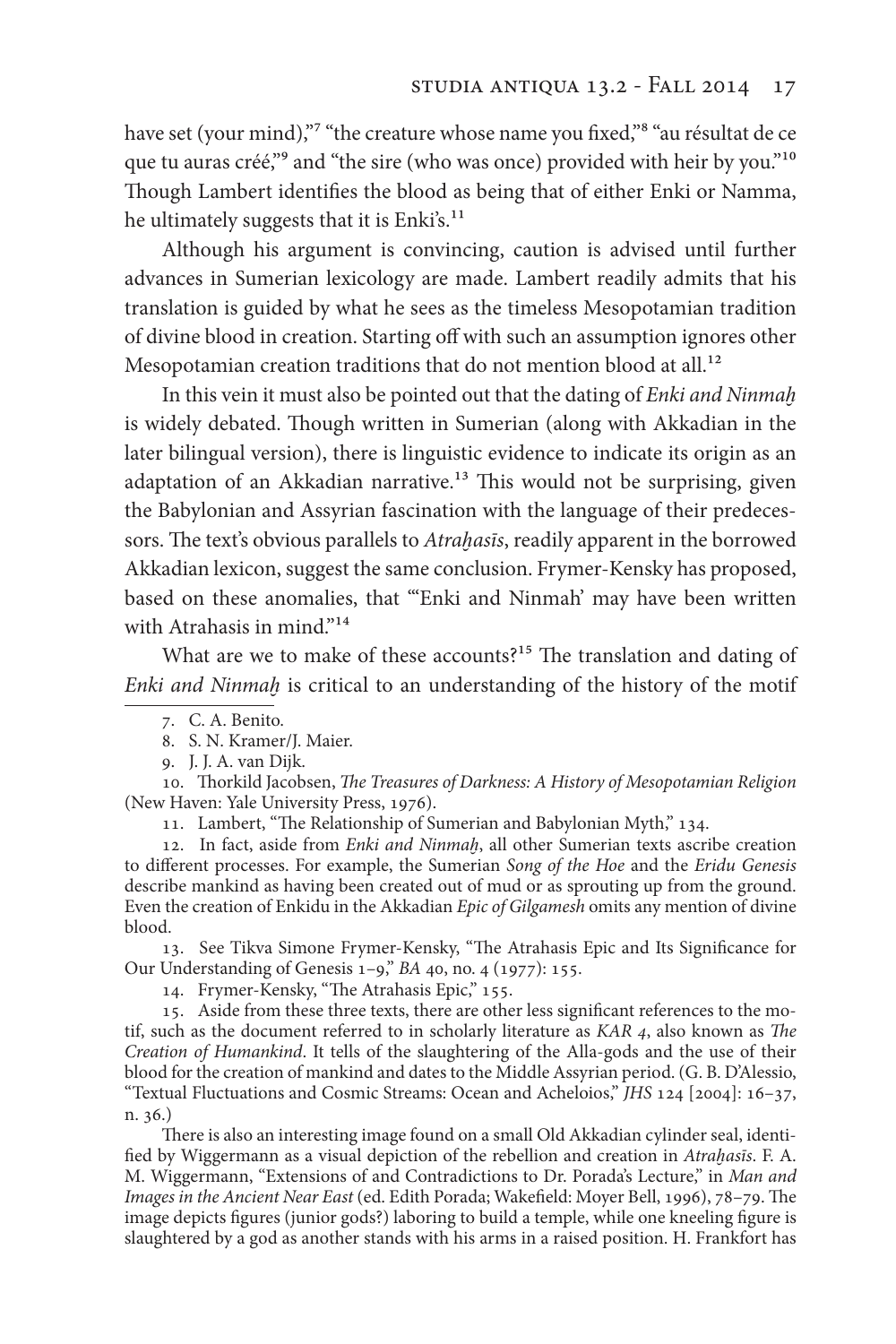have set (your mind),"[7] "the creature whose name you fixed,"[8] "au résultat de ce que tu auras créé,"[9] and "the sire (who was once) provided with heir by you."[10] Though Lambert identifies the blood as being that of either Enki or Namma, he ultimately suggests that it is Enki's.[11]

Although his argument is convincing, caution is advised until further advances in Sumerian lexicology are made. Lambert readily admits that his translation is guided by what he sees as the timeless Mesopotamian tradition of divine blood in creation. Starting off with such an assumption ignores other Mesopotamian creation traditions that do not mention blood at all.[12]

In this vein it must also be pointed out that the dating of *Enki and Ninmaḫ* is widely debated. Though written in Sumerian (along with Akkadian in the later bilingual version), there is linguistic evidence to indicate its origin as an adaptation of an Akkadian narrative.[13] This would not be surprising, given the Babylonian and Assyrian fascination with the language of their predecessors. The text's obvious parallels to *Atraḫasīs*, readily apparent in the borrowed Akkadian lexicon, suggest the same conclusion. Frymer-Kensky has proposed, based on these anomalies, that "'Enki and Ninmah' may have been written with Atrahasis in mind."[14]

What are we to make of these accounts?[15] The translation and dating of *Enki and Ninmaḫ* is critical to an understanding of the history of the motif

---

7. C. A. Benito.

8. S. N. Kramer/J. Maier.

9. J. J. A. van Dijk.

10. Thorkild Jacobsen, *The Treasures of Darkness: A History of Mesopotamian Religion* (New Haven: Yale University Press, 1976).

11. Lambert, "The Relationship of Sumerian and Babylonian Myth," 134.

12. In fact, aside from *Enki and Ninmaḫ*, all other Sumerian texts ascribe creation to different processes. For example, the Sumerian *Song of the Hoe* and the *Eridu Genesis* describe mankind as having been created out of mud or as sprouting up from the ground. Even the creation of Enkidu in the Akkadian *Epic of Gilgamesh* omits any mention of divine blood.

13. See Tikva Simone Frymer-Kensky, "The Atrahasis Epic and Its Significance for Our Understanding of Genesis 1–9," *BA* 40, no. 4 (1977): 155.

14. Frymer-Kensky, "The Atrahasis Epic," 155.

15. Aside from these three texts, there are other less significant references to the motif, such as the document referred to in scholarly literature as *KAR 4*, also known as *The Creation of Humankind*. It tells of the slaughtering of the Alla-gods and the use of their blood for the creation of mankind and dates to the Middle Assyrian period. (G. B. D'Alessio, "Textual Fluctuations and Cosmic Streams: Ocean and Acheloios," *JHS* 124 [2004]: 16–37, n. 36.)

There is also an interesting image found on a small Old Akkadian cylinder seal, identified by Wiggermann as a visual depiction of the rebellion and creation in *Atraḫasīs*. F. A. M. Wiggermann, "Extensions of and Contradictions to Dr. Porada's Lecture," in *Man and Images in the Ancient Near East* (ed. Edith Porada; Wakefield: Moyer Bell, 1996), 78–79. The image depicts figures (junior gods?) laboring to build a temple, while one kneeling figure is slaughtered by a god as another stands with his arms in a raised position. H. Frankfort has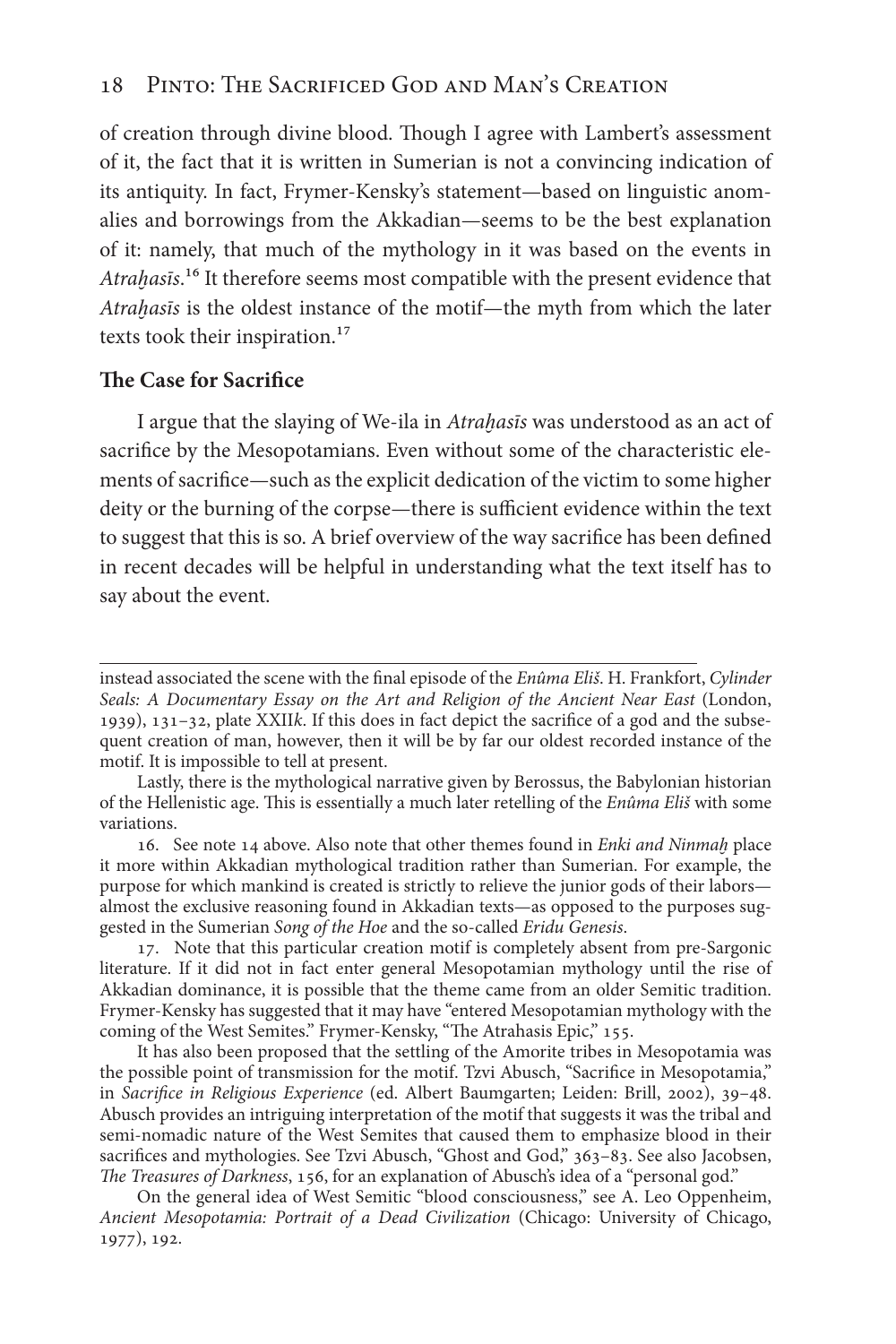of creation through divine blood. Though I agree with Lambert's assessment of it, the fact that it is written in Sumerian is not a convincing indication of its antiquity. In fact, Frymer-Kensky's statement—based on linguistic anomalies and borrowings from the Akkadian—seems to be the best explanation of it: namely, that much of the mythology in it was based on the events in *Atraḫasīs*.[16] It therefore seems most compatible with the present evidence that *Atraḫasīs* is the oldest instance of the motif—the myth from which the later texts took their inspiration.[17]

**The Case for Sacrifice**

I argue that the slaying of We-ila in *Atraḫasīs* was understood as an act of sacrifice by the Mesopotamians. Even without some of the characteristic elements of sacrifice—such as the explicit dedication of the victim to some higher deity or the burning of the corpse—there is sufficient evidence within the text to suggest that this is so. A brief overview of the way sacrifice has been defined in recent decades will be helpful in understanding what the text itself has to say about the event.

---

instead associated the scene with the final episode of the *Enûma Eliš*. H. Frankfort, *Cylinder Seals: A Documentary Essay on the Art and Religion of the Ancient Near East* (London, 1939), 131–32, plate XXII*k*. If this does in fact depict the sacrifice of a god and the subsequent creation of man, however, then it will be by far our oldest recorded instance of the motif. It is impossible to tell at present.

Lastly, there is the mythological narrative given by Berossus, the Babylonian historian of the Hellenistic age. This is essentially a much later retelling of the *Enûma Eliš* with some variations.

16. See note 14 above. Also note that other themes found in *Enki and Ninmaḫ* place it more within Akkadian mythological tradition rather than Sumerian. For example, the purpose for which mankind is created is strictly to relieve the junior gods of their labors—almost the exclusive reasoning found in Akkadian texts—as opposed to the purposes suggested in the Sumerian *Song of the Hoe* and the so-called *Eridu Genesis*.

17. Note that this particular creation motif is completely absent from pre-Sargonic literature. If it did not in fact enter general Mesopotamian mythology until the rise of Akkadian dominance, it is possible that the theme came from an older Semitic tradition. Frymer-Kensky has suggested that it may have "entered Mesopotamian mythology with the coming of the West Semites." Frymer-Kensky, "The Atrahasis Epic," 155.

It has also been proposed that the settling of the Amorite tribes in Mesopotamia was the possible point of transmission for the motif. Tzvi Abusch, "Sacrifice in Mesopotamia," in *Sacrifice in Religious Experience* (ed. Albert Baumgarten; Leiden: Brill, 2002), 39–48. Abusch provides an intriguing interpretation of the motif that suggests it was the tribal and semi-nomadic nature of the West Semites that caused them to emphasize blood in their sacrifices and mythologies. See Tzvi Abusch, "Ghost and God," 363–83. See also Jacobsen, *The Treasures of Darkness*, 156, for an explanation of Abusch's idea of a "personal god."

On the general idea of West Semitic "blood consciousness," see A. Leo Oppenheim, *Ancient Mesopotamia: Portrait of a Dead Civilization* (Chicago: University of Chicago, 1977), 192.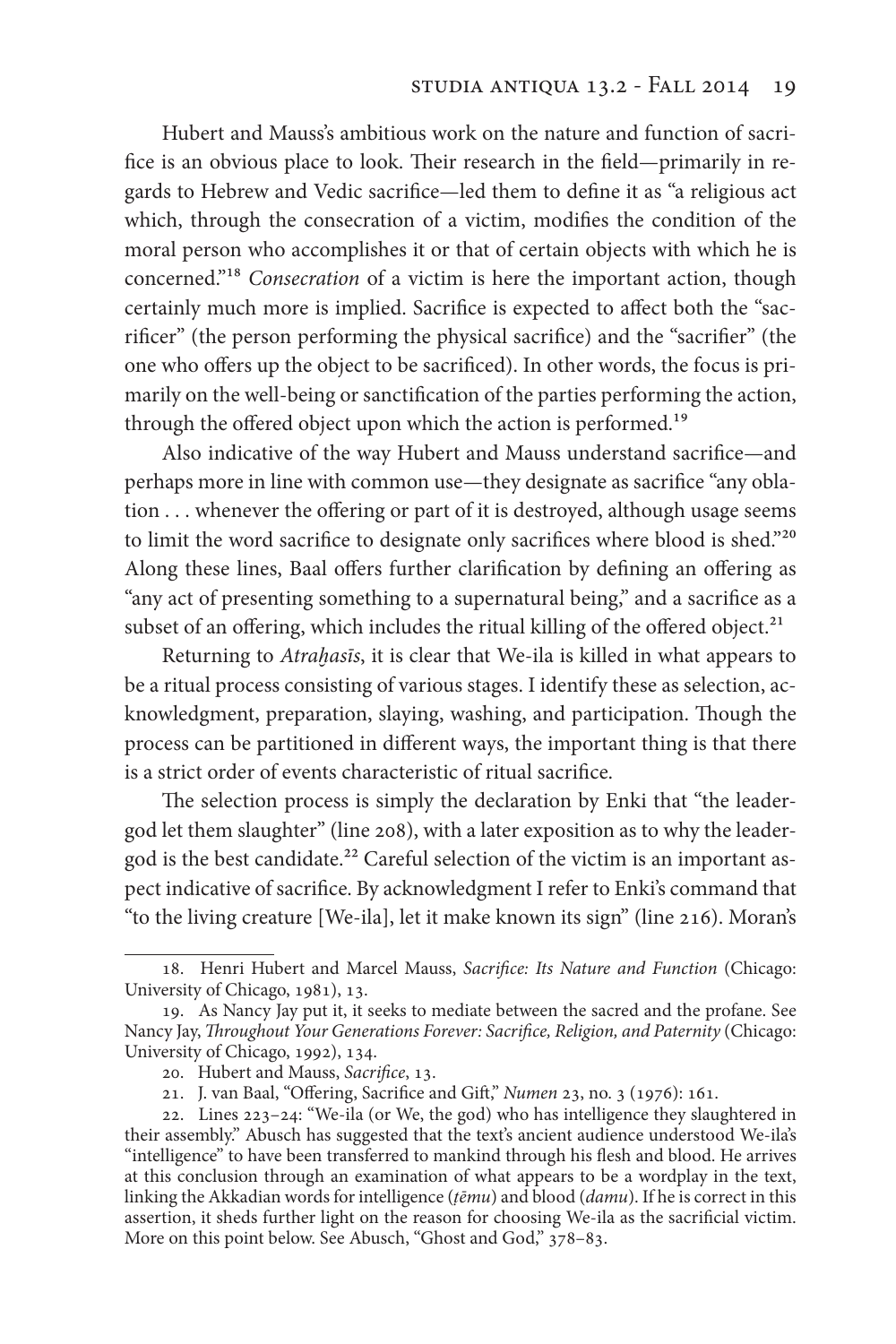Hubert and Mauss's ambitious work on the nature and function of sacrifice is an obvious place to look. Their research in the field—primarily in regards to Hebrew and Vedic sacrifice—led them to define it as "a religious act which, through the consecration of a victim, modifies the condition of the moral person who accomplishes it or that of certain objects with which he is concerned."[18] *Consecration* of a victim is here the important action, though certainly much more is implied. Sacrifice is expected to affect both the "sacrificer" (the person performing the physical sacrifice) and the "sacrifier" (the one who offers up the object to be sacrificed). In other words, the focus is primarily on the well-being or sanctification of the parties performing the action, through the offered object upon which the action is performed.[19]

Also indicative of the way Hubert and Mauss understand sacrifice—and perhaps more in line with common use—they designate as sacrifice "any oblation . . . whenever the offering or part of it is destroyed, although usage seems to limit the word sacrifice to designate only sacrifices where blood is shed."[20] Along these lines, Baal offers further clarification by defining an offering as "any act of presenting something to a supernatural being," and a sacrifice as a subset of an offering, which includes the ritual killing of the offered object.[21]

Returning to *Atraḫasīs*, it is clear that We-ila is killed in what appears to be a ritual process consisting of various stages. I identify these as selection, acknowledgment, preparation, slaying, washing, and participation. Though the process can be partitioned in different ways, the important thing is that there is a strict order of events characteristic of ritual sacrifice.

The selection process is simply the declaration by Enki that "the leader-god let them slaughter" (line 208), with a later exposition as to why the leader-god is the best candidate.[22] Careful selection of the victim is an important aspect indicative of sacrifice. By acknowledgment I refer to Enki's command that "to the living creature [We-ila], let it make known its sign" (line 216). Moran's

---

18. Henri Hubert and Marcel Mauss, *Sacrifice: Its Nature and Function* (Chicago: University of Chicago, 1981), 13.

19. As Nancy Jay put it, it seeks to mediate between the sacred and the profane. See Nancy Jay, *Throughout Your Generations Forever: Sacrifice, Religion, and Paternity* (Chicago: University of Chicago, 1992), 134.

20. Hubert and Mauss, *Sacrifice*, 13.

21. J. van Baal, "Offering, Sacrifice and Gift," *Numen* 23, no. 3 (1976): 161.

22. Lines 223–24: "We-ila (or We, the god) who has intelligence they slaughtered in their assembly." Abusch has suggested that the text's ancient audience understood We-ila's "intelligence" to have been transferred to mankind through his flesh and blood. He arrives at this conclusion through an examination of what appears to be a wordplay in the text, linking the Akkadian words for intelligence (*ṭēmu*) and blood (*damu*). If he is correct in this assertion, it sheds further light on the reason for choosing We-ila as the sacrificial victim. More on this point below. See Abusch, "Ghost and God," 378–83.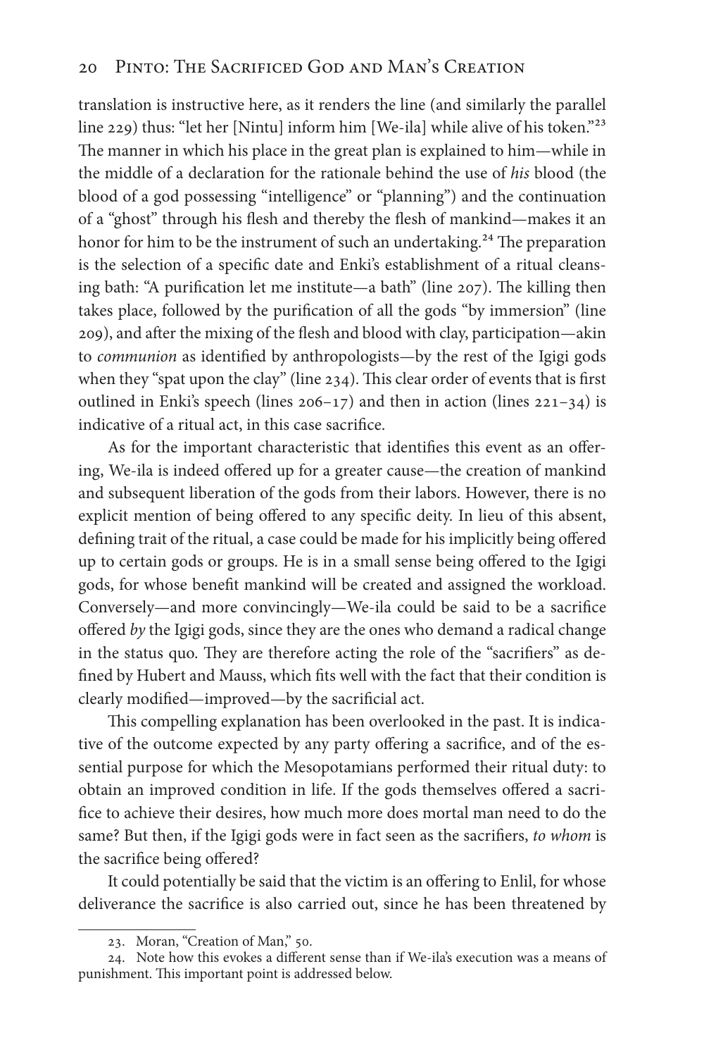translation is instructive here, as it renders the line (and similarly the parallel line 229) thus: "let her [Nintu] inform him [We-ila] while alive of his token."[23] The manner in which his place in the great plan is explained to him—while in the middle of a declaration for the rationale behind the use of *his* blood (the blood of a god possessing "intelligence" or "planning") and the continuation of a "ghost" through his flesh and thereby the flesh of mankind—makes it an honor for him to be the instrument of such an undertaking.[24] The preparation is the selection of a specific date and Enki's establishment of a ritual cleansing bath: "A purification let me institute—a bath" (line 207). The killing then takes place, followed by the purification of all the gods "by immersion" (line 209), and after the mixing of the flesh and blood with clay, participation—akin to *communion* as identified by anthropologists—by the rest of the Igigi gods when they "spat upon the clay" (line 234). This clear order of events that is first outlined in Enki's speech (lines 206–17) and then in action (lines 221–34) is indicative of a ritual act, in this case sacrifice.

As for the important characteristic that identifies this event as an offering, We-ila is indeed offered up for a greater cause—the creation of mankind and subsequent liberation of the gods from their labors. However, there is no explicit mention of being offered to any specific deity. In lieu of this absent, defining trait of the ritual, a case could be made for his implicitly being offered up to certain gods or groups. He is in a small sense being offered to the Igigi gods, for whose benefit mankind will be created and assigned the workload. Conversely—and more convincingly—We-ila could be said to be a sacrifice offered *by* the Igigi gods, since they are the ones who demand a radical change in the status quo. They are therefore acting the role of the "sacrifiers" as defined by Hubert and Mauss, which fits well with the fact that their condition is clearly modified—improved—by the sacrificial act.

This compelling explanation has been overlooked in the past. It is indicative of the outcome expected by any party offering a sacrifice, and of the essential purpose for which the Mesopotamians performed their ritual duty: to obtain an improved condition in life. If the gods themselves offered a sacrifice to achieve their desires, how much more does mortal man need to do the same? But then, if the Igigi gods were in fact seen as the sacrifiers, *to whom* is the sacrifice being offered?

It could potentially be said that the victim is an offering to Enlil, for whose deliverance the sacrifice is also carried out, since he has been threatened by

23. Moran, "Creation of Man," 50.

24. Note how this evokes a different sense than if We-ila's execution was a means of punishment. This important point is addressed below.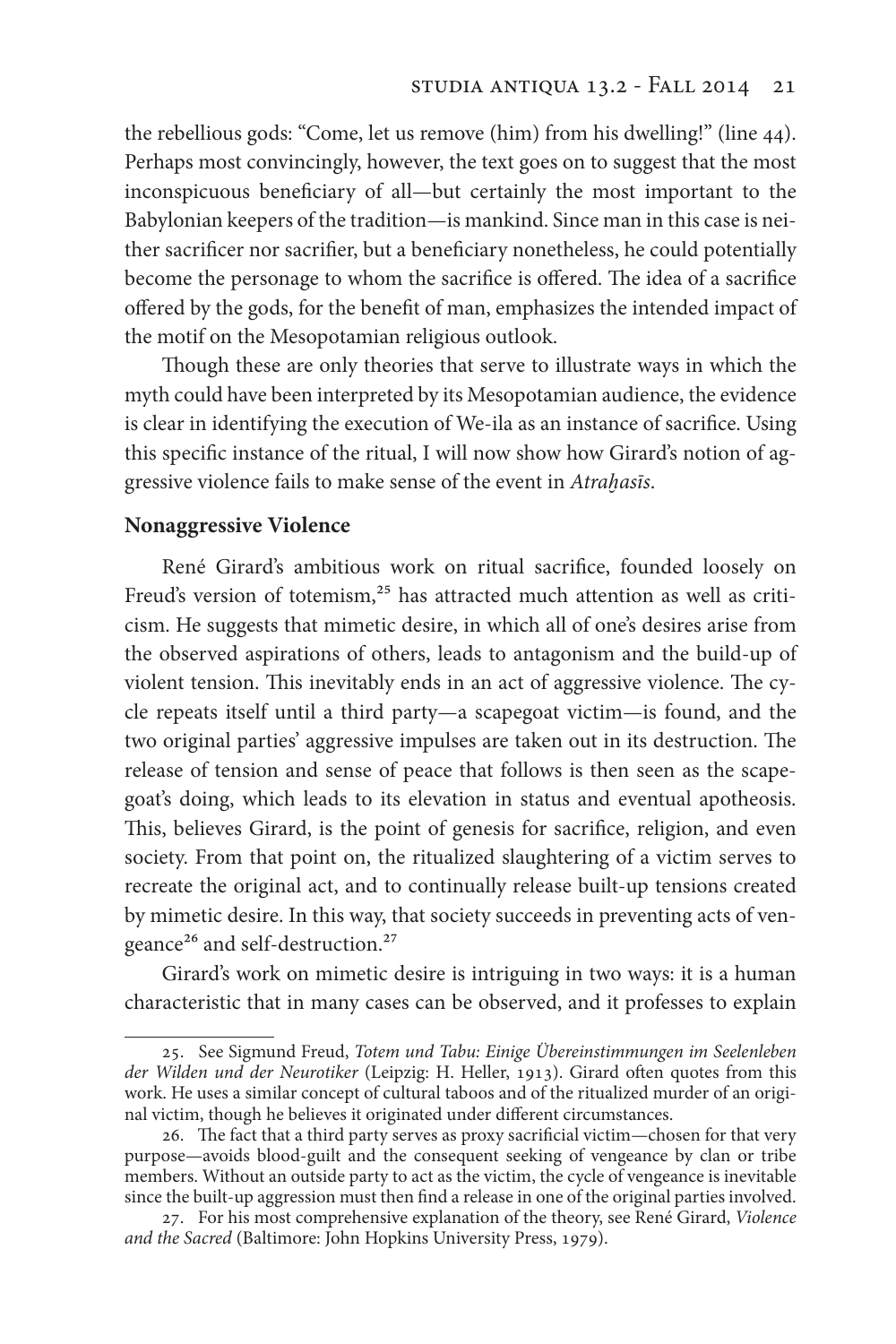the rebellious gods: "Come, let us remove (him) from his dwelling!" (line 44). Perhaps most convincingly, however, the text goes on to suggest that the most inconspicuous beneficiary of all—but certainly the most important to the Babylonian keepers of the tradition—is mankind. Since man in this case is neither sacrificer nor sacrifier, but a beneficiary nonetheless, he could potentially become the personage to whom the sacrifice is offered. The idea of a sacrifice offered by the gods, for the benefit of man, emphasizes the intended impact of the motif on the Mesopotamian religious outlook.

Though these are only theories that serve to illustrate ways in which the myth could have been interpreted by its Mesopotamian audience, the evidence is clear in identifying the execution of We-ila as an instance of sacrifice. Using this specific instance of the ritual, I will now show how Girard's notion of aggressive violence fails to make sense of the event in *Atraḫasīs*.

### Nonaggressive Violence

René Girard's ambitious work on ritual sacrifice, founded loosely on Freud's version of totemism,[25] has attracted much attention as well as criticism. He suggests that mimetic desire, in which all of one's desires arise from the observed aspirations of others, leads to antagonism and the build-up of violent tension. This inevitably ends in an act of aggressive violence. The cycle repeats itself until a third party—a scapegoat victim—is found, and the two original parties' aggressive impulses are taken out in its destruction. The release of tension and sense of peace that follows is then seen as the scapegoat's doing, which leads to its elevation in status and eventual apotheosis. This, believes Girard, is the point of genesis for sacrifice, religion, and even society. From that point on, the ritualized slaughtering of a victim serves to recreate the original act, and to continually release built-up tensions created by mimetic desire. In this way, that society succeeds in preventing acts of vengeance[26] and self-destruction.[27]

Girard's work on mimetic desire is intriguing in two ways: it is a human characteristic that in many cases can be observed, and it professes to explain

---

25. See Sigmund Freud, *Totem und Tabu: Einige Übereinstimmungen im Seelenleben der Wilden und der Neurotiker* (Leipzig: H. Heller, 1913). Girard often quotes from this work. He uses a similar concept of cultural taboos and of the ritualized murder of an original victim, though he believes it originated under different circumstances.

26. The fact that a third party serves as proxy sacrificial victim—chosen for that very purpose—avoids blood-guilt and the consequent seeking of vengeance by clan or tribe members. Without an outside party to act as the victim, the cycle of vengeance is inevitable since the built-up aggression must then find a release in one of the original parties involved.

27. For his most comprehensive explanation of the theory, see René Girard, *Violence and the Sacred* (Baltimore: John Hopkins University Press, 1979).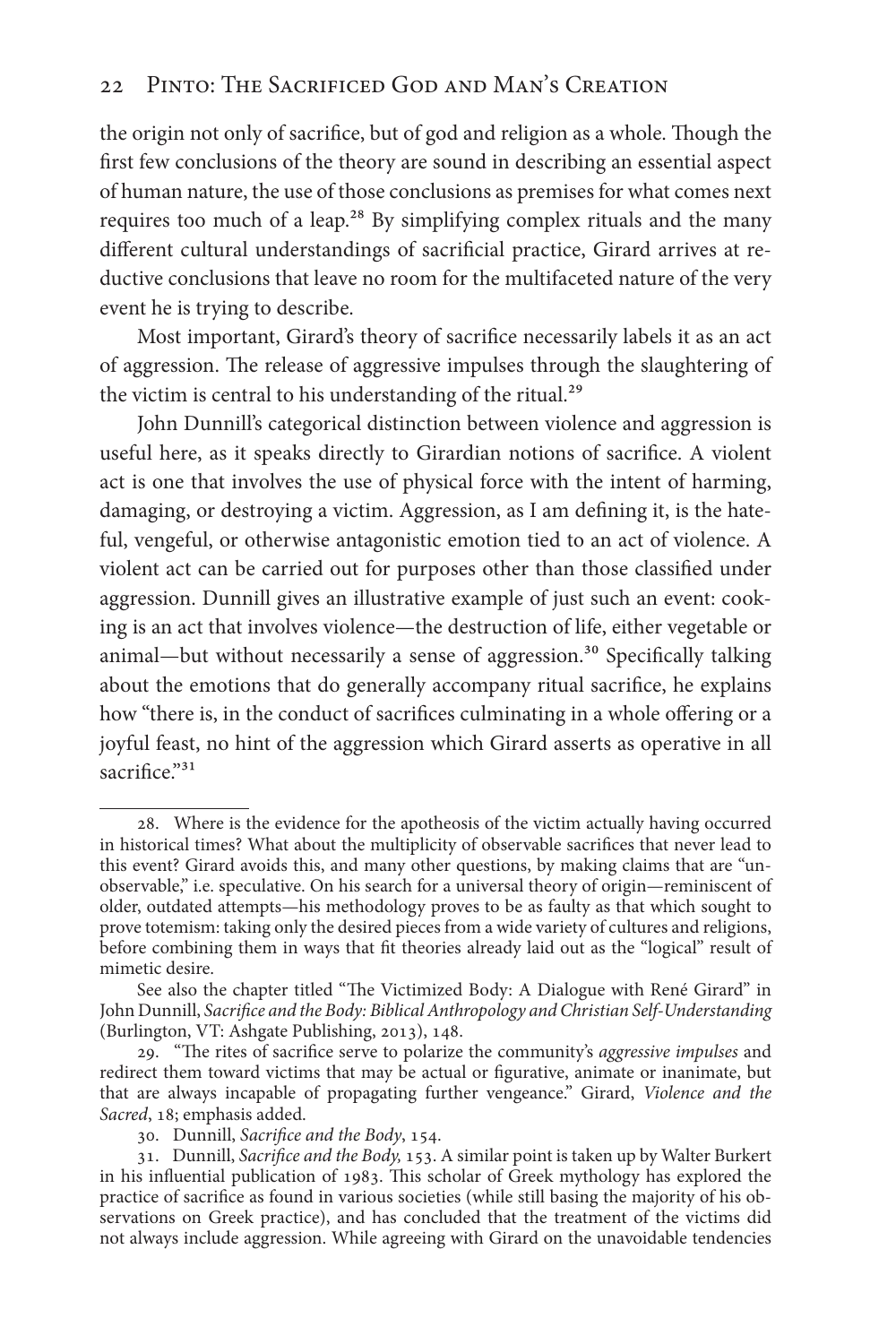the origin not only of sacrifice, but of god and religion as a whole. Though the first few conclusions of the theory are sound in describing an essential aspect of human nature, the use of those conclusions as premises for what comes next requires too much of a leap.[28] By simplifying complex rituals and the many different cultural understandings of sacrificial practice, Girard arrives at reductive conclusions that leave no room for the multifaceted nature of the very event he is trying to describe.

Most important, Girard's theory of sacrifice necessarily labels it as an act of aggression. The release of aggressive impulses through the slaughtering of the victim is central to his understanding of the ritual.[29]

John Dunnill's categorical distinction between violence and aggression is useful here, as it speaks directly to Girardian notions of sacrifice. A violent act is one that involves the use of physical force with the intent of harming, damaging, or destroying a victim. Aggression, as I am defining it, is the hateful, vengeful, or otherwise antagonistic emotion tied to an act of violence. A violent act can be carried out for purposes other than those classified under aggression. Dunnill gives an illustrative example of just such an event: cooking is an act that involves violence—the destruction of life, either vegetable or animal—but without necessarily a sense of aggression.[30] Specifically talking about the emotions that do generally accompany ritual sacrifice, he explains how "there is, in the conduct of sacrifices culminating in a whole offering or a joyful feast, no hint of the aggression which Girard asserts as operative in all sacrifice."[31]

---

28. Where is the evidence for the apotheosis of the victim actually having occurred in historical times? What about the multiplicity of observable sacrifices that never lead to this event? Girard avoids this, and many other questions, by making claims that are "unobservable," i.e. speculative. On his search for a universal theory of origin—reminiscent of older, outdated attempts—his methodology proves to be as faulty as that which sought to prove totemism: taking only the desired pieces from a wide variety of cultures and religions, before combining them in ways that fit theories already laid out as the "logical" result of mimetic desire.

See also the chapter titled "The Victimized Body: A Dialogue with René Girard" in John Dunnill, *Sacrifice and the Body: Biblical Anthropology and Christian Self-Understanding* (Burlington, VT: Ashgate Publishing, 2013), 148.

29. "The rites of sacrifice serve to polarize the community's *aggressive impulses* and redirect them toward victims that may be actual or figurative, animate or inanimate, but that are always incapable of propagating further vengeance." Girard, *Violence and the Sacred*, 18; emphasis added.

30. Dunnill, *Sacrifice and the Body*, 154.

31. Dunnill, *Sacrifice and the Body,* 153. A similar point is taken up by Walter Burkert in his influential publication of 1983. This scholar of Greek mythology has explored the practice of sacrifice as found in various societies (while still basing the majority of his observations on Greek practice), and has concluded that the treatment of the victims did not always include aggression. While agreeing with Girard on the unavoidable tendencies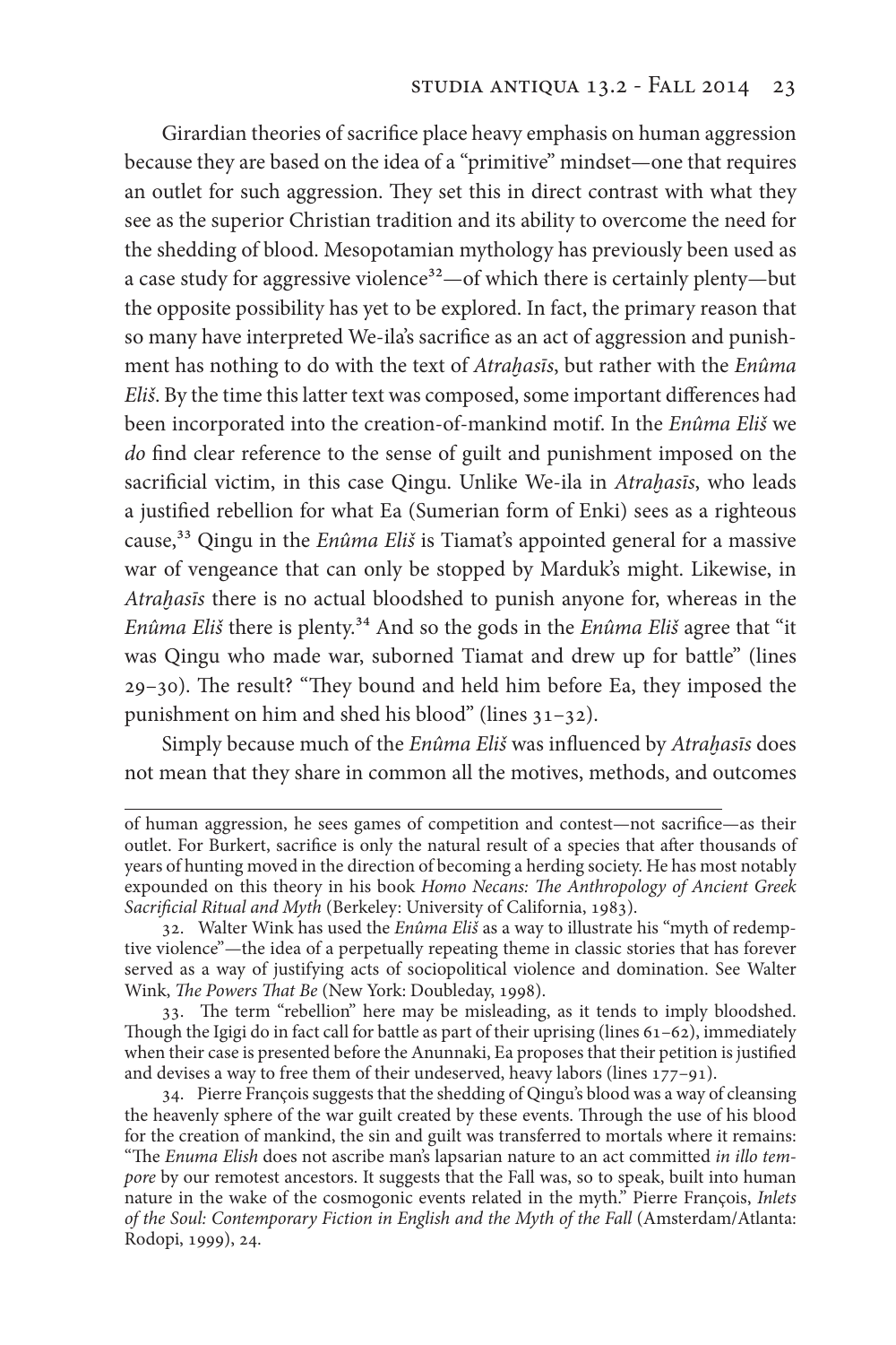Girardian theories of sacrifice place heavy emphasis on human aggression because they are based on the idea of a "primitive" mindset—one that requires an outlet for such aggression. They set this in direct contrast with what they see as the superior Christian tradition and its ability to overcome the need for the shedding of blood. Mesopotamian mythology has previously been used as a case study for aggressive violence[32]—of which there is certainly plenty—but the opposite possibility has yet to be explored. In fact, the primary reason that so many have interpreted We-ila's sacrifice as an act of aggression and punishment has nothing to do with the text of *Atraḫasīs*, but rather with the *Enûma Eliš*. By the time this latter text was composed, some important differences had been incorporated into the creation-of-mankind motif. In the *Enûma Eliš* we *do* find clear reference to the sense of guilt and punishment imposed on the sacrificial victim, in this case Qingu. Unlike We-ila in *Atraḫasīs*, who leads a justified rebellion for what Ea (Sumerian form of Enki) sees as a righteous cause,[33] Qingu in the *Enûma Eliš* is Tiamat's appointed general for a massive war of vengeance that can only be stopped by Marduk's might. Likewise, in *Atraḫasīs* there is no actual bloodshed to punish anyone for, whereas in the *Enûma Eliš* there is plenty.[34] And so the gods in the *Enûma Eliš* agree that "it was Qingu who made war, suborned Tiamat and drew up for battle" (lines 29–30). The result? "They bound and held him before Ea, they imposed the punishment on him and shed his blood" (lines 31–32).

Simply because much of the *Enûma Eliš* was influenced by *Atraḫasīs* does not mean that they share in common all the motives, methods, and outcomes

---

of human aggression, he sees games of competition and contest—not sacrifice—as their outlet. For Burkert, sacrifice is only the natural result of a species that after thousands of years of hunting moved in the direction of becoming a herding society. He has most notably expounded on this theory in his book *Homo Necans: The Anthropology of Ancient Greek Sacrificial Ritual and Myth* (Berkeley: University of California, 1983).

32. Walter Wink has used the *Enûma Eliš* as a way to illustrate his "myth of redemptive violence"—the idea of a perpetually repeating theme in classic stories that has forever served as a way of justifying acts of sociopolitical violence and domination. See Walter Wink, *The Powers That Be* (New York: Doubleday, 1998).

33. The term "rebellion" here may be misleading, as it tends to imply bloodshed. Though the Igigi do in fact call for battle as part of their uprising (lines 61–62), immediately when their case is presented before the Anunnaki, Ea proposes that their petition is justified and devises a way to free them of their undeserved, heavy labors (lines 177–91).

34. Pierre François suggests that the shedding of Qingu's blood was a way of cleansing the heavenly sphere of the war guilt created by these events. Through the use of his blood for the creation of mankind, the sin and guilt was transferred to mortals where it remains: "The *Enuma Elish* does not ascribe man's lapsarian nature to an act committed *in illo tempore* by our remotest ancestors. It suggests that the Fall was, so to speak, built into human nature in the wake of the cosmogonic events related in the myth." Pierre François, *Inlets of the Soul: Contemporary Fiction in English and the Myth of the Fall* (Amsterdam/Atlanta: Rodopi, 1999), 24.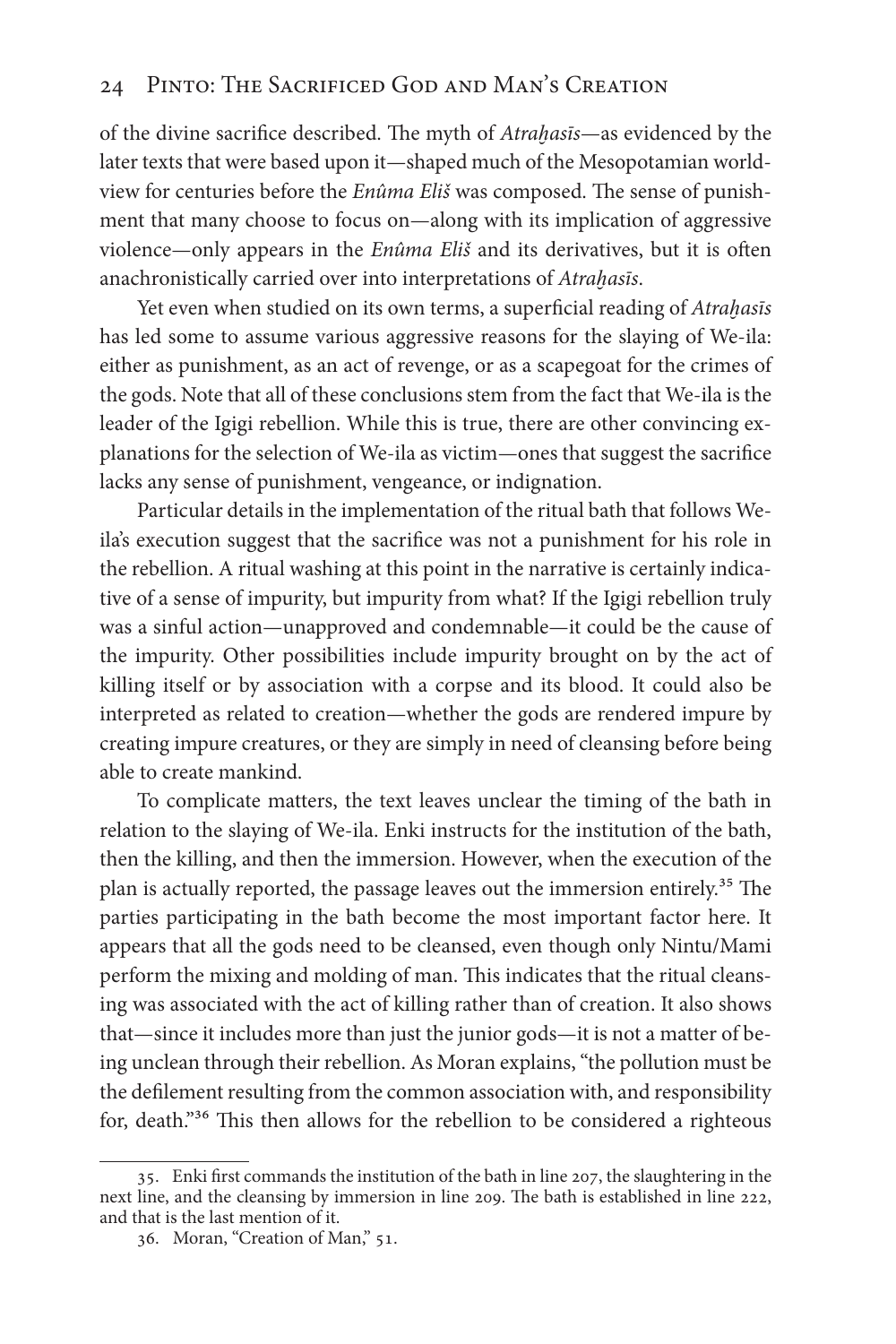of the divine sacrifice described. The myth of *Atraḫasīs*—as evidenced by the later texts that were based upon it—shaped much of the Mesopotamian worldview for centuries before the *Enûma Eliš* was composed. The sense of punishment that many choose to focus on—along with its implication of aggressive violence—only appears in the *Enûma Eliš* and its derivatives, but it is often anachronistically carried over into interpretations of *Atraḫasīs*.

Yet even when studied on its own terms, a superficial reading of *Atraḫasīs* has led some to assume various aggressive reasons for the slaying of We-ila: either as punishment, as an act of revenge, or as a scapegoat for the crimes of the gods. Note that all of these conclusions stem from the fact that We-ila is the leader of the Igigi rebellion. While this is true, there are other convincing explanations for the selection of We-ila as victim—ones that suggest the sacrifice lacks any sense of punishment, vengeance, or indignation.

Particular details in the implementation of the ritual bath that follows We-ila's execution suggest that the sacrifice was not a punishment for his role in the rebellion. A ritual washing at this point in the narrative is certainly indicative of a sense of impurity, but impurity from what? If the Igigi rebellion truly was a sinful action—unapproved and condemnable—it could be the cause of the impurity. Other possibilities include impurity brought on by the act of killing itself or by association with a corpse and its blood. It could also be interpreted as related to creation—whether the gods are rendered impure by creating impure creatures, or they are simply in need of cleansing before being able to create mankind.

To complicate matters, the text leaves unclear the timing of the bath in relation to the slaying of We-ila. Enki instructs for the institution of the bath, then the killing, and then the immersion. However, when the execution of the plan is actually reported, the passage leaves out the immersion entirely.[35] The parties participating in the bath become the most important factor here. It appears that all the gods need to be cleansed, even though only Nintu/Mami perform the mixing and molding of man. This indicates that the ritual cleansing was associated with the act of killing rather than of creation. It also shows that—since it includes more than just the junior gods—it is not a matter of being unclean through their rebellion. As Moran explains, "the pollution must be the defilement resulting from the common association with, and responsibility for, death."[36] This then allows for the rebellion to be considered a righteous

35. Enki first commands the institution of the bath in line 207, the slaughtering in the next line, and the cleansing by immersion in line 209. The bath is established in line 222, and that is the last mention of it.

36. Moran, "Creation of Man," 51.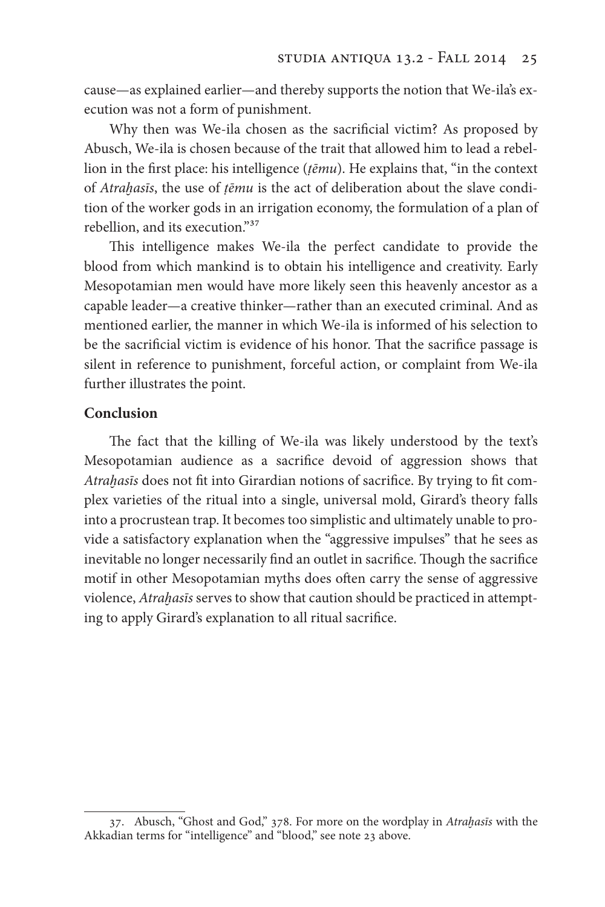cause—as explained earlier—and thereby supports the notion that We-ila's execution was not a form of punishment.

Why then was We-ila chosen as the sacrificial victim? As proposed by Abusch, We-ila is chosen because of the trait that allowed him to lead a rebellion in the first place: his intelligence (*ṭēmu*). He explains that, "in the context of *Atraḫasīs*, the use of *ṭēmu* is the act of deliberation about the slave condition of the worker gods in an irrigation economy, the formulation of a plan of rebellion, and its execution."[37]

This intelligence makes We-ila the perfect candidate to provide the blood from which mankind is to obtain his intelligence and creativity. Early Mesopotamian men would have more likely seen this heavenly ancestor as a capable leader—a creative thinker—rather than an executed criminal. And as mentioned earlier, the manner in which We-ila is informed of his selection to be the sacrificial victim is evidence of his honor. That the sacrifice passage is silent in reference to punishment, forceful action, or complaint from We-ila further illustrates the point.

## Conclusion

The fact that the killing of We-ila was likely understood by the text's Mesopotamian audience as a sacrifice devoid of aggression shows that *Atraḫasīs* does not fit into Girardian notions of sacrifice. By trying to fit complex varieties of the ritual into a single, universal mold, Girard's theory falls into a procrustean trap. It becomes too simplistic and ultimately unable to provide a satisfactory explanation when the "aggressive impulses" that he sees as inevitable no longer necessarily find an outlet in sacrifice. Though the sacrifice motif in other Mesopotamian myths does often carry the sense of aggressive violence, *Atraḫasīs* serves to show that caution should be practiced in attempting to apply Girard's explanation to all ritual sacrifice.

---

37. Abusch, "Ghost and God," 378. For more on the wordplay in *Atraḫasīs* with the Akkadian terms for "intelligence" and "blood," see note 23 above.